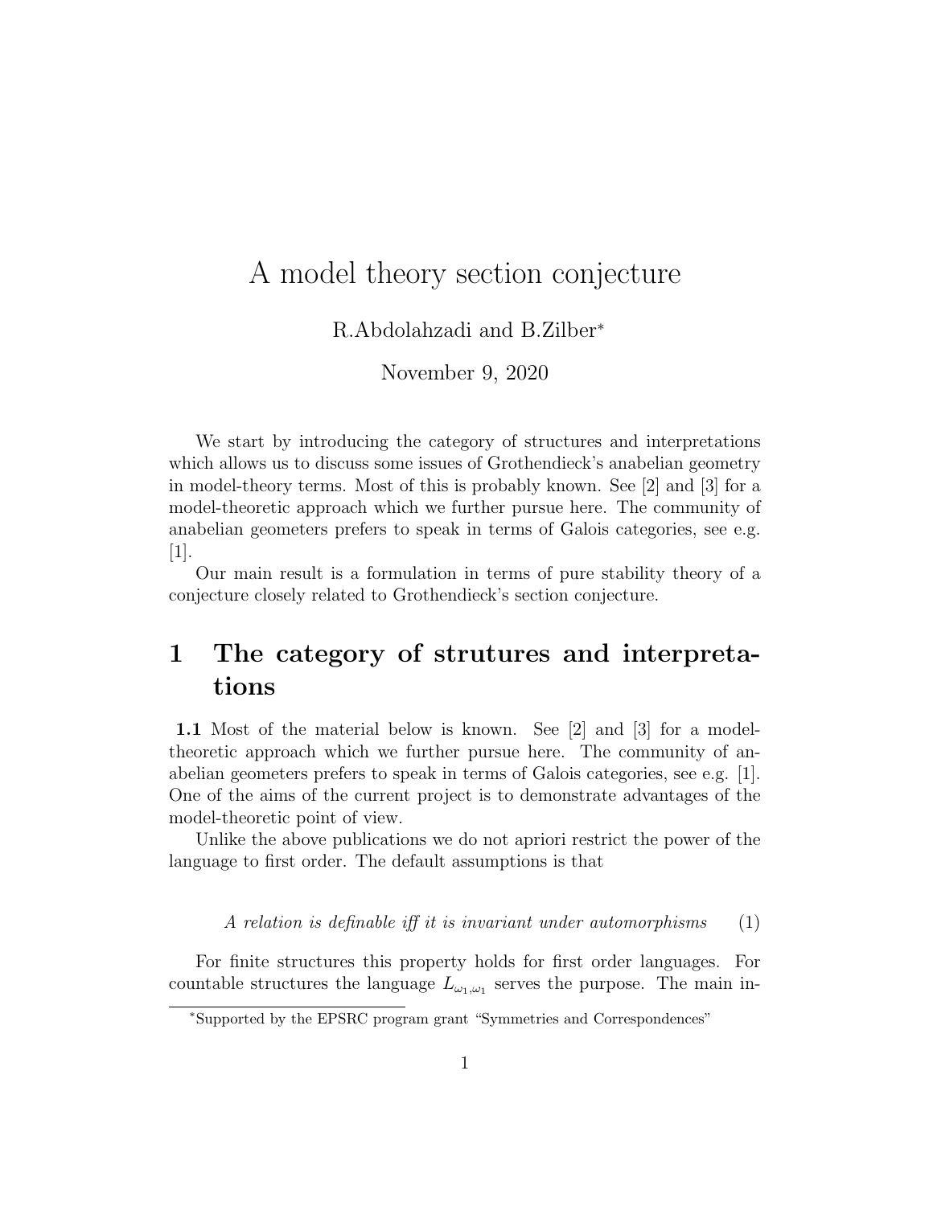# A model theory section conjecture

R.Abdolahzadi and B.Zilber[*]

November 9, 2020

We start by introducing the category of structures and interpretations which allows us to discuss some issues of Grothendieck's anabelian geometry in model-theory terms. Most of this is probably known. See [2] and [3] for a model-theoretic approach which we further pursue here. The community of anabelian geometers prefers to speak in terms of Galois categories, see e.g. [1].

Our main result is a formulation in terms of pure stability theory of a conjecture closely related to Grothendieck's section conjecture.

## 1 The category of strutures and interpretations

**1.1** Most of the material below is known. See [2] and [3] for a model-theoretic approach which we further pursue here. The community of anabelian geometers prefers to speak in terms of Galois categories, see e.g. [1]. One of the aims of the current project is to demonstrate advantages of the model-theoretic point of view.

Unlike the above publications we do not apriori restrict the power of the language to first order. The default assumptions is that

$$\textit{A relation is definable iff it is invariant under automorphisms} \qquad (1)$$

For finite structures this property holds for first order languages. For countable structures the language $L_{\omega_1,\omega_1}$ serves the purpose. The main in-

[*] Supported by the EPSRC program grant "Symmetries and Correspondences"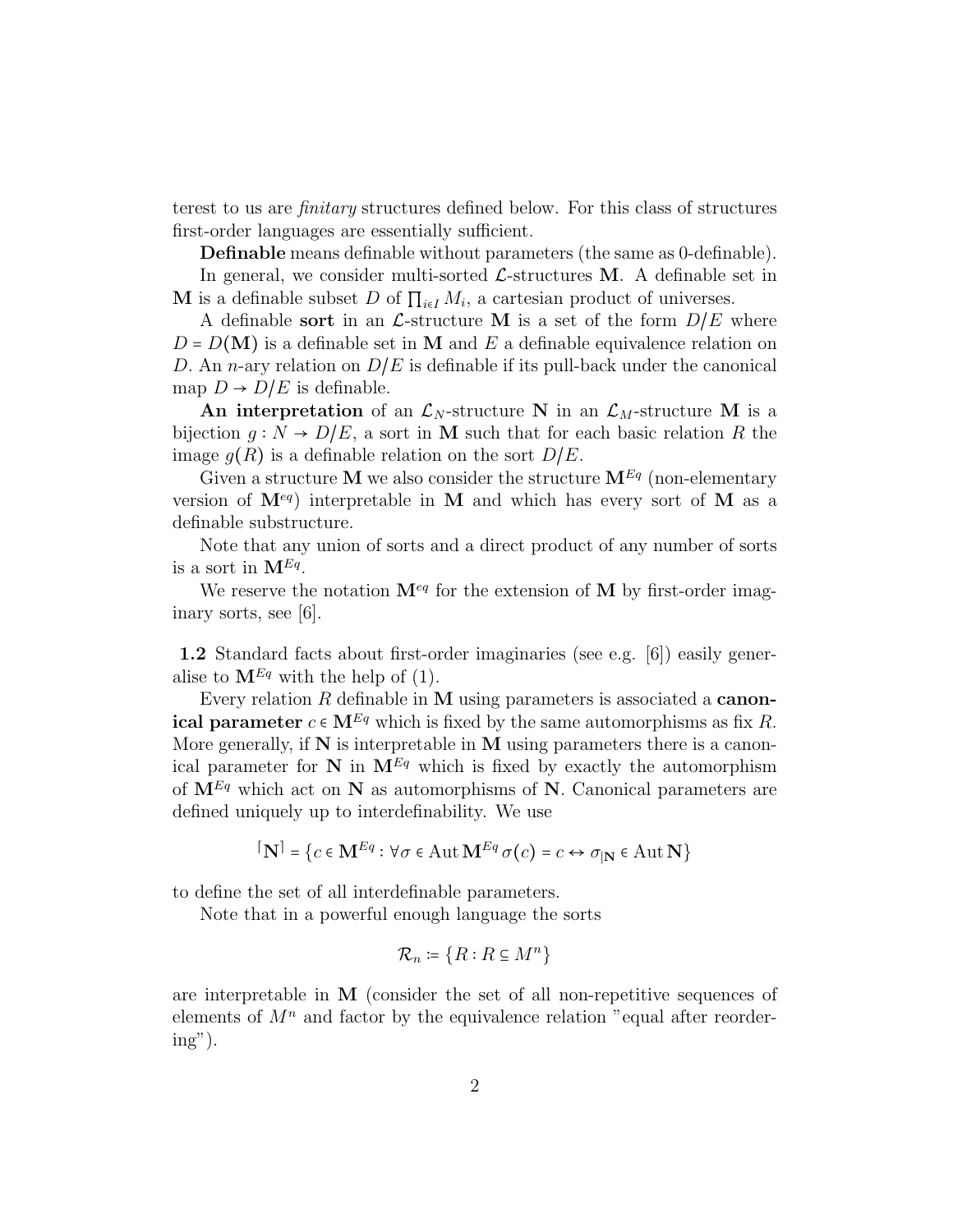terest to us are *finitary* structures defined below. For this class of structures first-order languages are essentially sufficient.

**Definable** means definable without parameters (the same as 0-definable).

In general, we consider multi-sorted $\mathcal{L}$-structures $\mathbf{M}$. A definable set in $\mathbf{M}$ is a definable subset $D$ of $\prod_{i\in I} M_i$, a cartesian product of universes.

A definable **sort** in an $\mathcal{L}$-structure $\mathbf{M}$ is a set of the form $D/E$ where $D = D(\mathbf{M})$ is a definable set in $\mathbf{M}$ and $E$ a definable equivalence relation on $D$. An $n$-ary relation on $D/E$ is definable if its pull-back under the canonical map $D \to D/E$ is definable.

**An interpretation** of an $\mathcal{L}_N$-structure $\mathbf{N}$ in an $\mathcal{L}_M$-structure $\mathbf{M}$ is a bijection $g : N \to D/E$, a sort in $\mathbf{M}$ such that for each basic relation $R$ the image $g(R)$ is a definable relation on the sort $D/E$.

Given a structure $\mathbf{M}$ we also consider the structure $\mathbf{M}^{Eq}$ (non-elementary version of $\mathbf{M}^{eq}$) interpretable in $\mathbf{M}$ and which has every sort of $\mathbf{M}$ as a definable substructure.

Note that any union of sorts and a direct product of any number of sorts is a sort in $\mathbf{M}^{Eq}$.

We reserve the notation $\mathbf{M}^{eq}$ for the extension of $\mathbf{M}$ by first-order imaginary sorts, see [6].

**1.2** Standard facts about first-order imaginaries (see e.g. [6]) easily generalise to $\mathbf{M}^{Eq}$ with the help of (1).

Every relation $R$ definable in $\mathbf{M}$ using parameters is associated a **canonical parameter** $c \in \mathbf{M}^{Eq}$ which is fixed by the same automorphisms as fix $R$. More generally, if $\mathbf{N}$ is interpretable in $\mathbf{M}$ using parameters there is a canonical parameter for $\mathbf{N}$ in $\mathbf{M}^{Eq}$ which is fixed by exactly the automorphism of $\mathbf{M}^{Eq}$ which act on $\mathbf{N}$ as automorphisms of $\mathbf{N}$. Canonical parameters are defined uniquely up to interdefinability. We use

$$\ulcorner \mathbf{N} \urcorner = \{c \in \mathbf{M}^{Eq} : \forall \sigma \in \operatorname{Aut} \mathbf{M}^{Eq}\, \sigma(c) = c \leftrightarrow \sigma_{|\mathbf{N}} \in \operatorname{Aut} \mathbf{N}\}$$

to define the set of all interdefinable parameters.

Note that in a powerful enough language the sorts

$$\mathcal{R}_n \coloneqq \{R : R \subseteq M^n\}$$

are interpretable in $\mathbf{M}$ (consider the set of all non-repetitive sequences of elements of $M^n$ and factor by the equivalence relation "equal after reordering").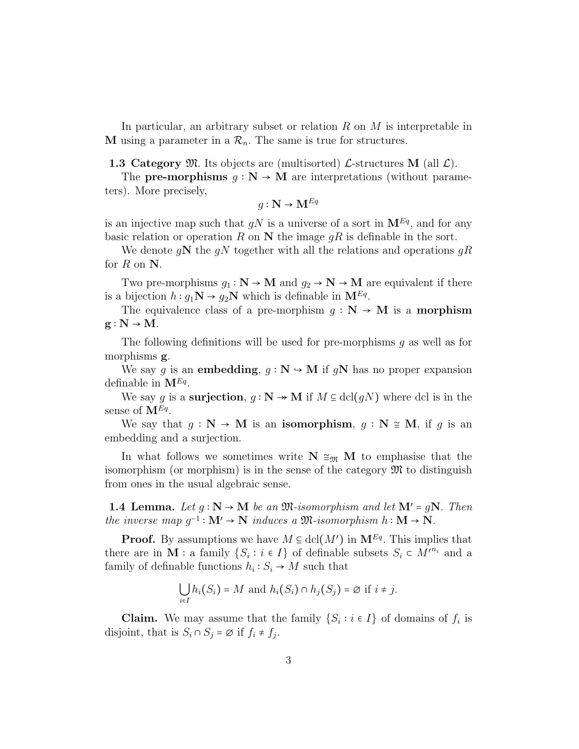In particular, an arbitrary subset or relation $R$ on $M$ is interpretable in $\mathbf{M}$ using a parameter in a $\mathcal{R}_n$. The same is true for structures.

**1.3 Category $\mathfrak{M}$.** Its objects are (multisorted) $\mathcal{L}$-structures $\mathbf{M}$ (all $\mathcal{L}$).

The **pre-morphisms** $g : \mathbf{N} \to \mathbf{M}$ are interpretations (without parameters). More precisely,

$$g : \mathbf{N} \to \mathbf{M}^{Eq}$$

is an injective map such that $gN$ is a universe of a sort in $\mathbf{M}^{Eq}$, and for any basic relation or operation $R$ on $\mathbf{N}$ the image $gR$ is definable in the sort.

We denote $g\mathbf{N}$ the $gN$ together with all the relations and operations $gR$ for $R$ on $\mathbf{N}$.

Two pre-morphisms $g_1 : \mathbf{N} \to \mathbf{M}$ and $g_2 \to \mathbf{N} \to \mathbf{M}$ are equivalent if there is a bijection $h : g_1\mathbf{N} \to g_2\mathbf{N}$ which is definable in $\mathbf{M}^{Eq}$.

The equivalence class of a pre-morphism $g : \mathbf{N} \to \mathbf{M}$ is a **morphism** $\mathbf{g} : \mathbf{N} \to \mathbf{M}$.

The following definitions will be used for pre-morphisms $g$ as well as for morphisms $\mathbf{g}$.

We say $g$ is an **embedding**, $g : \mathbf{N} \hookrightarrow \mathbf{M}$ if $g\mathbf{N}$ has no proper expansion definable in $\mathbf{M}^{Eq}$.

We say $g$ is a **surjection**, $g : \mathbf{N} \twoheadrightarrow \mathbf{M}$ if $M \subseteq \mathrm{dcl}(gN)$ where dcl is in the sense of $\mathbf{M}^{Eq}$.

We say that $g : \mathbf{N} \to \mathbf{M}$ is an **isomorphism**, $g : \mathbf{N} \cong \mathbf{M}$, if $g$ is an embedding and a surjection.

In what follows we sometimes write $\mathbf{N} \cong_{\mathfrak{M}} \mathbf{M}$ to emphasise that the isomorphism (or morphism) is in the sense of the category $\mathfrak{M}$ to distinguish from ones in the usual algebraic sense.

**1.4 Lemma.** *Let $g : \mathbf{N} \to \mathbf{M}$ be an $\mathfrak{M}$-isomorphism and let $\mathbf{M}' = g\mathbf{N}$. Then the inverse map $g^{-1} : \mathbf{M}' \to \mathbf{N}$ induces a $\mathfrak{M}$-isomorphism $h : \mathbf{M} \to \mathbf{N}$.*

**Proof.** By assumptions we have $M \subseteq \mathrm{dcl}(M')$ in $\mathbf{M}^{Eq}$. This implies that there are in $\mathbf{M}$ : a family $\{S_i : i \in I\}$ of definable subsets $S_i \subset M'^{n_i}$ and a family of definable functions $h_i : S_i \to M$ such that

$$\bigcup_{i \in I} h_i(S_i) = M \text{ and } h_i(S_i) \cap h_j(S_j) = \varnothing \text{ if } i \neq j.$$

**Claim.** We may assume that the family $\{S_i : i \in I\}$ of domains of $f_i$ is disjoint, that is $S_i \cap S_j = \varnothing$ if $f_i \neq f_j$.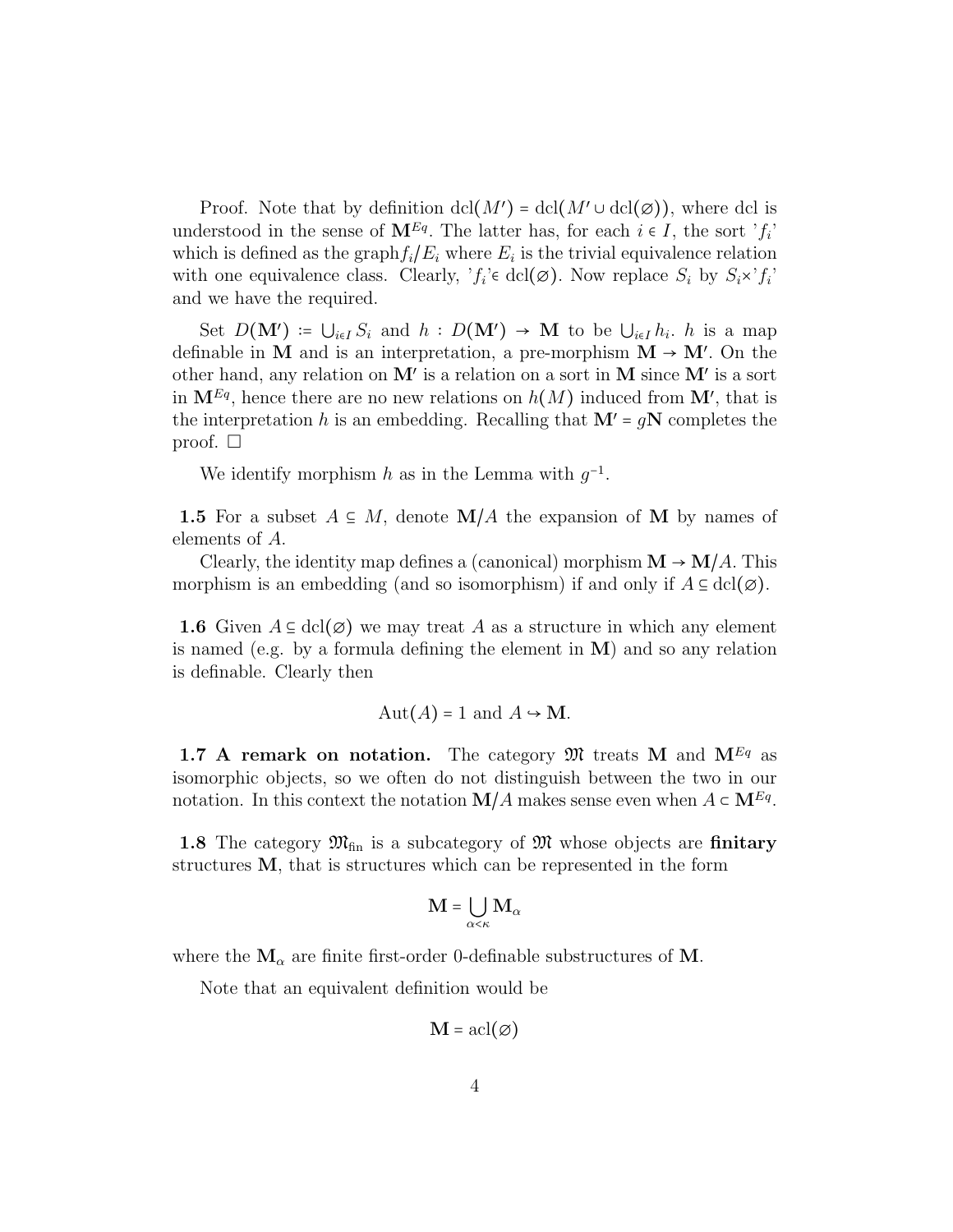Proof. Note that by definition $\mathrm{dcl}(M') = \mathrm{dcl}(M' \cup \mathrm{dcl}(\emptyset))$, where dcl is understood in the sense of $\mathbf{M}^{Eq}$. The latter has, for each $i \in I$, the sort $'f_i'$ which is defined as the graph$f_i/E_i$ where $E_i$ is the trivial equivalence relation with one equivalence class. Clearly, $'f_i' \in \mathrm{dcl}(\emptyset)$. Now replace $S_i$ by $S_i \times 'f_i'$ and we have the required.

Set $D(\mathbf{M}') := \bigcup_{i \in I} S_i$ and $h : D(\mathbf{M}') \to \mathbf{M}$ to be $\bigcup_{i \in I} h_i$. $h$ is a map definable in $\mathbf{M}$ and is an interpretation, a pre-morphism $\mathbf{M} \to \mathbf{M}'$. On the other hand, any relation on $\mathbf{M}'$ is a relation on a sort in $\mathbf{M}$ since $\mathbf{M}'$ is a sort in $\mathbf{M}^{Eq}$, hence there are no new relations on $h(M)$ induced from $\mathbf{M}'$, that is the interpretation $h$ is an embedding. Recalling that $\mathbf{M}' = g\mathbf{N}$ completes the proof. □

We identify morphism $h$ as in the Lemma with $g^{-1}$.

**1.5** For a subset $A \subseteq M$, denote $\mathbf{M}/A$ the expansion of $\mathbf{M}$ by names of elements of $A$.

Clearly, the identity map defines a (canonical) morphism $\mathbf{M} \to \mathbf{M}/A$. This morphism is an embedding (and so isomorphism) if and only if $A \subseteq \mathrm{dcl}(\emptyset)$.

**1.6** Given $A \subseteq \mathrm{dcl}(\emptyset)$ we may treat $A$ as a structure in which any element is named (e.g. by a formula defining the element in $\mathbf{M}$) and so any relation is definable. Clearly then

$$\mathrm{Aut}(A) = 1 \text{ and } A \hookrightarrow \mathbf{M}.$$

**1.7 A remark on notation.** The category $\mathfrak{M}$ treats $\mathbf{M}$ and $\mathbf{M}^{Eq}$ as isomorphic objects, so we often do not distinguish between the two in our notation. In this context the notation $\mathbf{M}/A$ makes sense even when $A \subset \mathbf{M}^{Eq}$.

**1.8** The category $\mathfrak{M}_{\mathrm{fin}}$ is a subcategory of $\mathfrak{M}$ whose objects are **finitary** structures $\mathbf{M}$, that is structures which can be represented in the form

$$\mathbf{M} = \bigcup_{\alpha < \kappa} \mathbf{M}_\alpha$$

where the $\mathbf{M}_\alpha$ are finite first-order 0-definable substructures of $\mathbf{M}$.

Note that an equivalent definition would be

$$\mathbf{M} = \mathrm{acl}(\emptyset)$$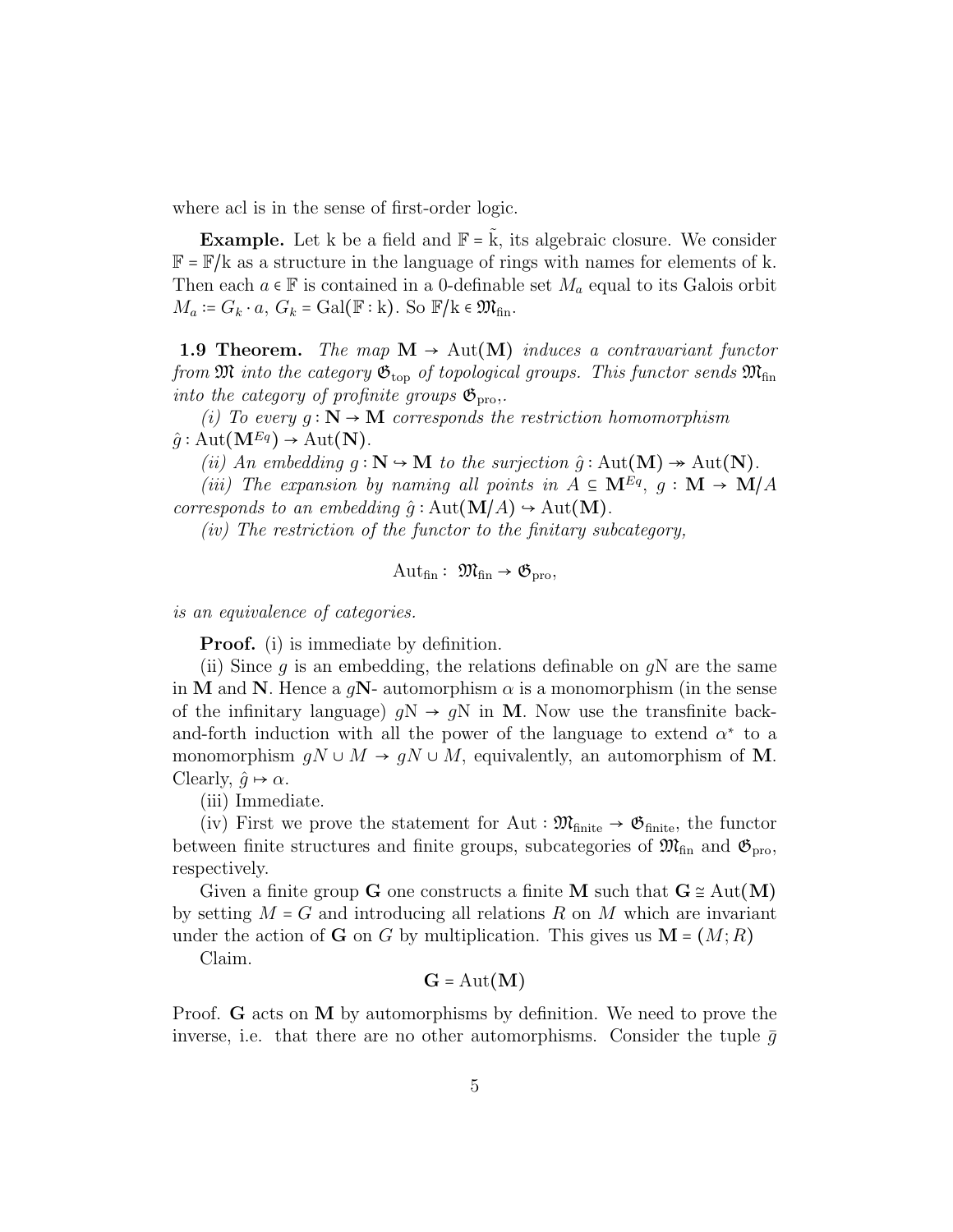where acl is in the sense of first-order logic.

**Example.** Let k be a field and $\mathbb{F} = \tilde{\mathrm{k}}$, its algebraic closure. We consider $\mathbb{F} = \mathbb{F}/\mathrm{k}$ as a structure in the language of rings with names for elements of k. Then each $a \in \mathbb{F}$ is contained in a 0-definable set $M_a$ equal to its Galois orbit $M_a := G_k \cdot a$, $G_k = \mathrm{Gal}(\mathbb{F} : \mathrm{k})$. So $\mathbb{F}/\mathrm{k} \in \mathfrak{M}_{\mathrm{fin}}$.

**1.9 Theorem.** *The map $\mathbf{M} \to \mathrm{Aut}(\mathbf{M})$ induces a contravariant functor from $\mathfrak{M}$ into the category $\mathfrak{G}_{\mathrm{top}}$ of topological groups. This functor sends $\mathfrak{M}_{\mathrm{fin}}$ into the category of profinite groups $\mathfrak{G}_{\mathrm{pro}}$,.*

*(i) To every $g : \mathbf{N} \to \mathbf{M}$ corresponds the restriction homomorphism $\hat{g} : \mathrm{Aut}(\mathbf{M}^{Eq}) \to \mathrm{Aut}(\mathbf{N})$.*

*(ii) An embedding $g : \mathbf{N} \hookrightarrow \mathbf{M}$ to the surjection $\hat{g} : \mathrm{Aut}(\mathbf{M}) \twoheadrightarrow \mathrm{Aut}(\mathbf{N})$.*

*(iii) The expansion by naming all points in $A \subseteq \mathbf{M}^{Eq}$, $g : \mathbf{M} \to \mathbf{M}/A$ corresponds to an embedding $\hat{g} : \mathrm{Aut}(\mathbf{M}/A) \hookrightarrow \mathrm{Aut}(\mathbf{M})$.*

*(iv) The restriction of the functor to the finitary subcategory,*

$$\mathrm{Aut}_{\mathrm{fin}} : \ \mathfrak{M}_{\mathrm{fin}} \to \mathfrak{G}_{\mathrm{pro}},$$

*is an equivalence of categories.*

**Proof.** (i) is immediate by definition.

(ii) Since $g$ is an embedding, the relations definable on $g\mathrm{N}$ are the same in $\mathbf{M}$ and $\mathbf{N}$. Hence a $g\mathbf{N}$- automorphism $\alpha$ is a monomorphism (in the sense of the infinitary language) $g\mathrm{N} \to g\mathrm{N}$ in $\mathbf{M}$. Now use the transfinite back-and-forth induction with all the power of the language to extend $\alpha^*$ to a monomorphism $gN \cup M \to gN \cup M$, equivalently, an automorphism of $\mathbf{M}$. Clearly, $\hat{g} \mapsto \alpha$.

(iii) Immediate.

(iv) First we prove the statement for $\mathrm{Aut} : \mathfrak{M}_{\mathrm{finite}} \to \mathfrak{G}_{\mathrm{finite}}$, the functor between finite structures and finite groups, subcategories of $\mathfrak{M}_{\mathrm{fin}}$ and $\mathfrak{G}_{\mathrm{pro}}$, respectively.

Given a finite group $\mathbf{G}$ one constructs a finite $\mathbf{M}$ such that $\mathbf{G} \cong \mathrm{Aut}(\mathbf{M})$ by setting $M = G$ and introducing all relations $R$ on $M$ which are invariant under the action of $\mathbf{G}$ on $G$ by multiplication. This gives us $\mathbf{M} = (M; R)$

Claim.

$$\mathbf{G} = \mathrm{Aut}(\mathbf{M})$$

Proof. $\mathbf{G}$ acts on $\mathbf{M}$ by automorphisms by definition. We need to prove the inverse, i.e. that there are no other automorphisms. Consider the tuple $\bar{g}$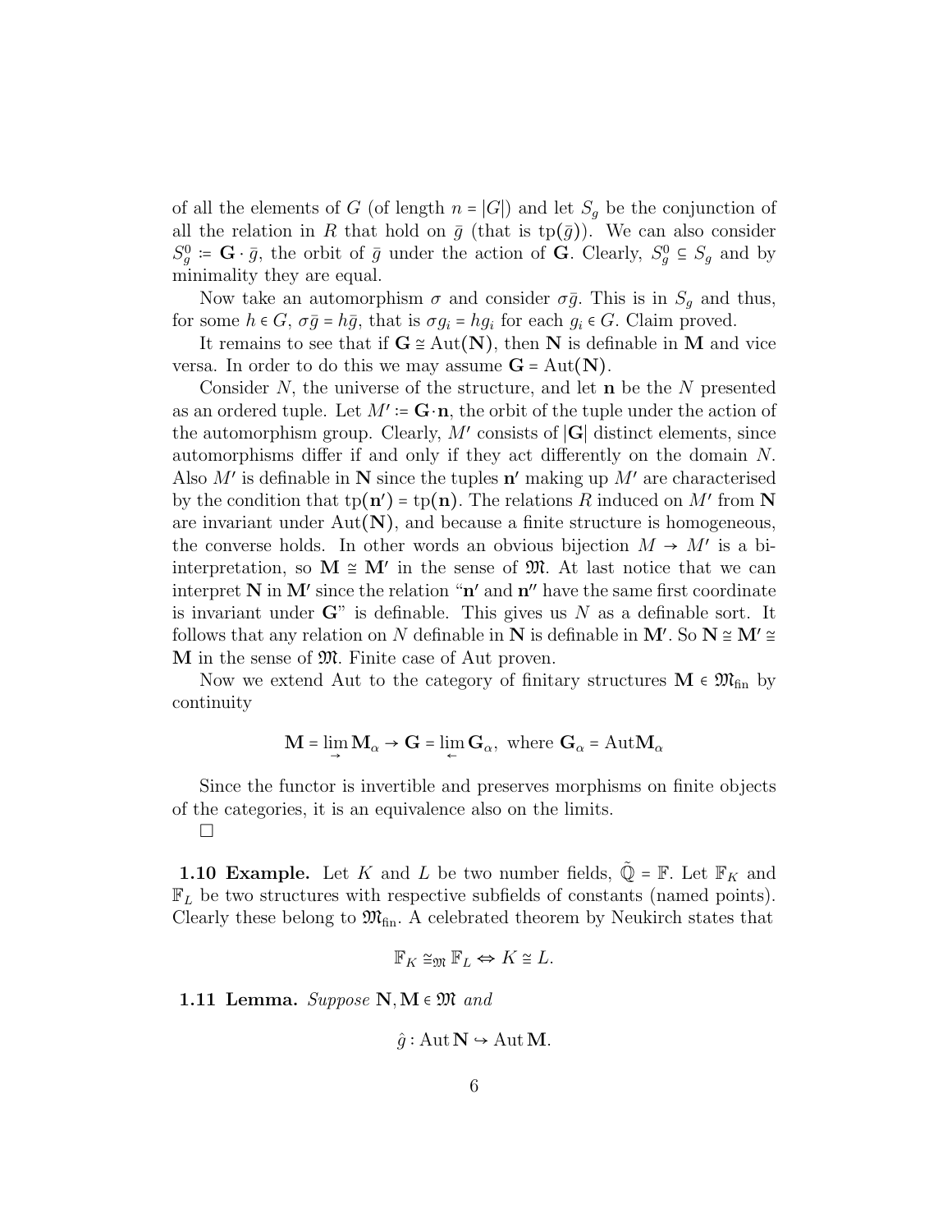of all the elements of $G$ (of length $n = |G|$) and let $S_g$ be the conjunction of all the relation in $R$ that hold on $\bar{g}$ (that is $\mathrm{tp}(\bar{g})$). We can also consider $S_g^0 := \mathbf{G} \cdot \bar{g}$, the orbit of $\bar{g}$ under the action of $\mathbf{G}$. Clearly, $S_g^0 \subseteq S_g$ and by minimality they are equal.

Now take an automorphism $\sigma$ and consider $\sigma\bar{g}$. This is in $S_g$ and thus, for some $h \in G$, $\sigma\bar{g} = h\bar{g}$, that is $\sigma g_i = hg_i$ for each $g_i \in G$. Claim proved.

It remains to see that if $\mathbf{G} \cong \mathrm{Aut}(\mathbf{N})$, then $\mathbf{N}$ is definable in $\mathbf{M}$ and vice versa. In order to do this we may assume $\mathbf{G} = \mathrm{Aut}(\mathbf{N})$.

Consider $N$, the universe of the structure, and let $\mathbf{n}$ be the $N$ presented as an ordered tuple. Let $M' := \mathbf{G}\cdot\mathbf{n}$, the orbit of the tuple under the action of the automorphism group. Clearly, $M'$ consists of $|\mathbf{G}|$ distinct elements, since automorphisms differ if and only if they act differently on the domain $N$. Also $M'$ is definable in $\mathbf{N}$ since the tuples $\mathbf{n}'$ making up $M'$ are characterised by the condition that $\mathrm{tp}(\mathbf{n}') = \mathrm{tp}(\mathbf{n})$. The relations $R$ induced on $M'$ from $\mathbf{N}$ are invariant under $\mathrm{Aut}(\mathbf{N})$, and because a finite structure is homogeneous, the converse holds. In other words an obvious bijection $M \to M'$ is a bi-interpretation, so $\mathbf{M} \cong \mathbf{M}'$ in the sense of $\mathfrak{M}$. At last notice that we can interpret $\mathbf{N}$ in $\mathbf{M}'$ since the relation "$\mathbf{n}'$ and $\mathbf{n}''$ have the same first coordinate is invariant under $\mathbf{G}$" is definable. This gives us $N$ as a definable sort. It follows that any relation on $N$ definable in $\mathbf{N}$ is definable in $\mathbf{M}'$. So $\mathbf{N} \cong \mathbf{M}' \cong \mathbf{M}$ in the sense of $\mathfrak{M}$. Finite case of Aut proven.

Now we extend Aut to the category of finitary structures $\mathbf{M} \in \mathfrak{M}_{\mathrm{fin}}$ by continuity

$$\mathbf{M} = \lim_{\rightarrow} \mathbf{M}_\alpha \to \mathbf{G} = \lim_{\leftarrow} \mathbf{G}_\alpha, \text{ where } \mathbf{G}_\alpha = \mathrm{Aut}\mathbf{M}_\alpha$$

Since the functor is invertible and preserves morphisms on finite objects of the categories, it is an equivalence also on the limits.

□

**1.10 Example.** Let $K$ and $L$ be two number fields, $\tilde{\mathbb{Q}} = \mathbb{F}$. Let $\mathbb{F}_K$ and $\mathbb{F}_L$ be two structures with respective subfields of constants (named points). Clearly these belong to $\mathfrak{M}_{\mathrm{fin}}$. A celebrated theorem by Neukirch states that

$$\mathbb{F}_K \cong_{\mathfrak{M}} \mathbb{F}_L \Leftrightarrow K \cong L.$$

**1.11 Lemma.** *Suppose* $\mathbf{N}, \mathbf{M} \in \mathfrak{M}$ *and*

$$\hat{g} : \mathrm{Aut}\,\mathbf{N} \hookrightarrow \mathrm{Aut}\,\mathbf{M}.$$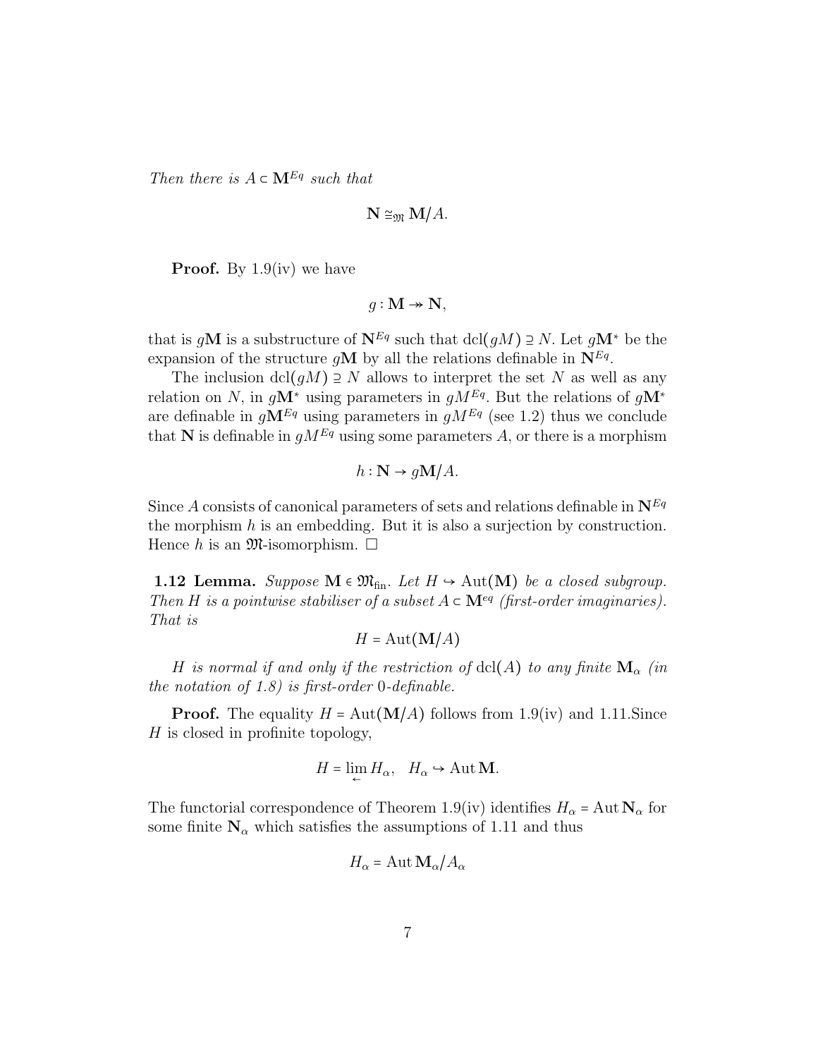*Then there is* $A \subset \mathbf{M}^{Eq}$ *such that*

$$\mathbf{N} \cong_{\mathfrak{M}} \mathbf{M}/A.$$

**Proof.** By 1.9(iv) we have

$$g : \mathbf{M} \twoheadrightarrow \mathbf{N},$$

that is $g\mathbf{M}$ is a substructure of $\mathbf{N}^{Eq}$ such that $\mathrm{dcl}(gM) \supseteq N$. Let $g\mathbf{M}^*$ be the expansion of the structure $g\mathbf{M}$ by all the relations definable in $\mathbf{N}^{Eq}$.

The inclusion $\mathrm{dcl}(gM) \supseteq N$ allows to interpret the set $N$ as well as any relation on $N$, in $g\mathbf{M}^*$ using parameters in $gM^{Eq}$. But the relations of $g\mathbf{M}^*$ are definable in $g\mathbf{M}^{Eq}$ using parameters in $gM^{Eq}$ (see 1.2) thus we conclude that $\mathbf{N}$ is definable in $gM^{Eq}$ using some parameters $A$, or there is a morphism

$$h : \mathbf{N} \to g\mathbf{M}/A.$$

Since $A$ consists of canonical parameters of sets and relations definable in $\mathbf{N}^{Eq}$ the morphism $h$ is an embedding. But it is also a surjection by construction. Hence $h$ is an $\mathfrak{M}$-isomorphism. □

**1.12 Lemma.** *Suppose* $\mathbf{M} \in \mathfrak{M}_{\mathrm{fin}}$. *Let* $H \hookrightarrow \mathrm{Aut}(\mathbf{M})$ *be a closed subgroup. Then* $H$ *is a pointwise stabiliser of a subset* $A \subset \mathbf{M}^{eq}$ *(first-order imaginaries). That is*

$$H = \mathrm{Aut}(\mathbf{M}/A)$$

*$H$ is normal if and only if the restriction of* $\mathrm{dcl}(A)$ *to any finite* $\mathbf{M}_\alpha$ *(in the notation of 1.8) is first-order* $0$*-definable.*

**Proof.** The equality $H = \mathrm{Aut}(\mathbf{M}/A)$ follows from 1.9(iv) and 1.11.Since $H$ is closed in profinite topology,

$$H = \lim_{\leftarrow} H_\alpha, \quad H_\alpha \hookrightarrow \mathrm{Aut}\,\mathbf{M}.$$

The functorial correspondence of Theorem 1.9(iv) identifies $H_\alpha = \mathrm{Aut}\,\mathbf{N}_\alpha$ for some finite $\mathbf{N}_\alpha$ which satisfies the assumptions of 1.11 and thus

$$H_\alpha = \mathrm{Aut}\,\mathbf{M}_\alpha/A_\alpha$$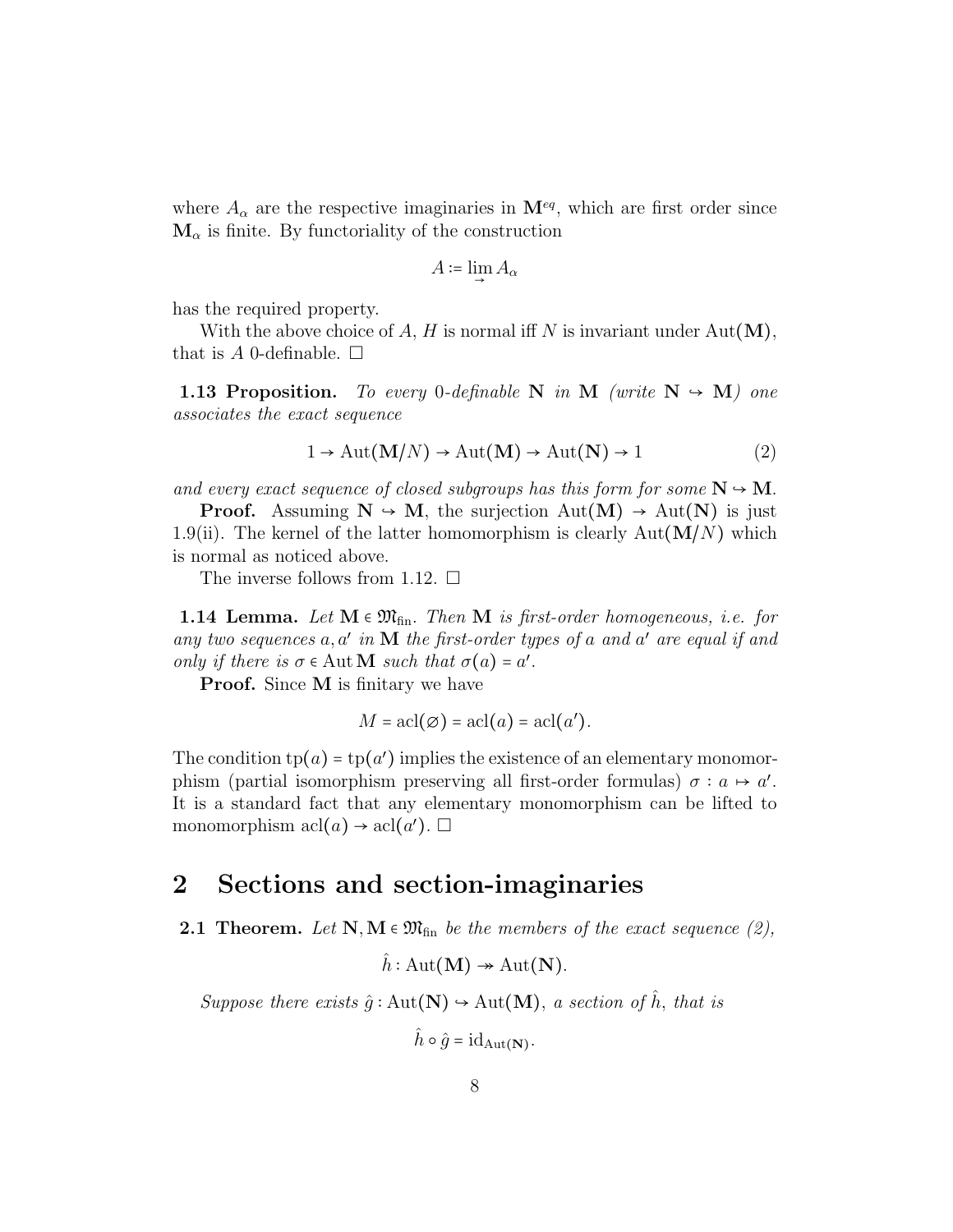where $A_\alpha$ are the respective imaginaries in $\mathbf{M}^{eq}$, which are first order since $\mathbf{M}_\alpha$ is finite. By functoriality of the construction

$$A := \lim_{\rightarrow} A_\alpha$$

has the required property.

With the above choice of $A$, $H$ is normal iff $N$ is invariant under $\mathrm{Aut}(\mathbf{M})$, that is $A$ 0-definable. □

**1.13 Proposition.** *To every* 0*-definable* $\mathbf{N}$ *in* $\mathbf{M}$ *(write* $\mathbf{N} \hookrightarrow \mathbf{M}$*) one associates the exact sequence*

$$1 \to \mathrm{Aut}(\mathbf{M}/N) \to \mathrm{Aut}(\mathbf{M}) \to \mathrm{Aut}(\mathbf{N}) \to 1 \tag{2}$$

*and every exact sequence of closed subgroups has this form for some* $\mathbf{N} \hookrightarrow \mathbf{M}$.

**Proof.** Assuming $\mathbf{N} \hookrightarrow \mathbf{M}$, the surjection $\mathrm{Aut}(\mathbf{M}) \to \mathrm{Aut}(\mathbf{N})$ is just 1.9(ii). The kernel of the latter homomorphism is clearly $\mathrm{Aut}(\mathbf{M}/N)$ which is normal as noticed above.

The inverse follows from 1.12. □

**1.14 Lemma.** *Let* $\mathbf{M} \in \mathfrak{M}_{\mathrm{fin}}$. *Then* $\mathbf{M}$ *is first-order homogeneous, i.e. for any two sequences* $a, a'$ *in* $\mathbf{M}$ *the first-order types of* $a$ *and* $a'$ *are equal if and only if there is* $\sigma \in \mathrm{Aut}\,\mathbf{M}$ *such that* $\sigma(a) = a'$.

**Proof.** Since $\mathbf{M}$ is finitary we have

$$M = \mathrm{acl}(\varnothing) = \mathrm{acl}(a) = \mathrm{acl}(a').$$

The condition $\mathrm{tp}(a) = \mathrm{tp}(a')$ implies the existence of an elementary monomorphism (partial isomorphism preserving all first-order formulas) $\sigma : a \mapsto a'$. It is a standard fact that any elementary monomorphism can be lifted to monomorphism $\mathrm{acl}(a) \to \mathrm{acl}(a')$. □

# 2 Sections and section-imaginaries

**2.1 Theorem.** *Let* $\mathbf{N}, \mathbf{M} \in \mathfrak{M}_{\mathrm{fin}}$ *be the members of the exact sequence (2),*

$$\hat{h} : \mathrm{Aut}(\mathbf{M}) \twoheadrightarrow \mathrm{Aut}(\mathbf{N}).$$

*Suppose there exists* $\hat{g} : \mathrm{Aut}(\mathbf{N}) \hookrightarrow \mathrm{Aut}(\mathbf{M})$, *a section of* $\hat{h}$, *that is*

$$\hat{h} \circ \hat{g} = \mathrm{id}_{\mathrm{Aut}(\mathbf{N})}.$$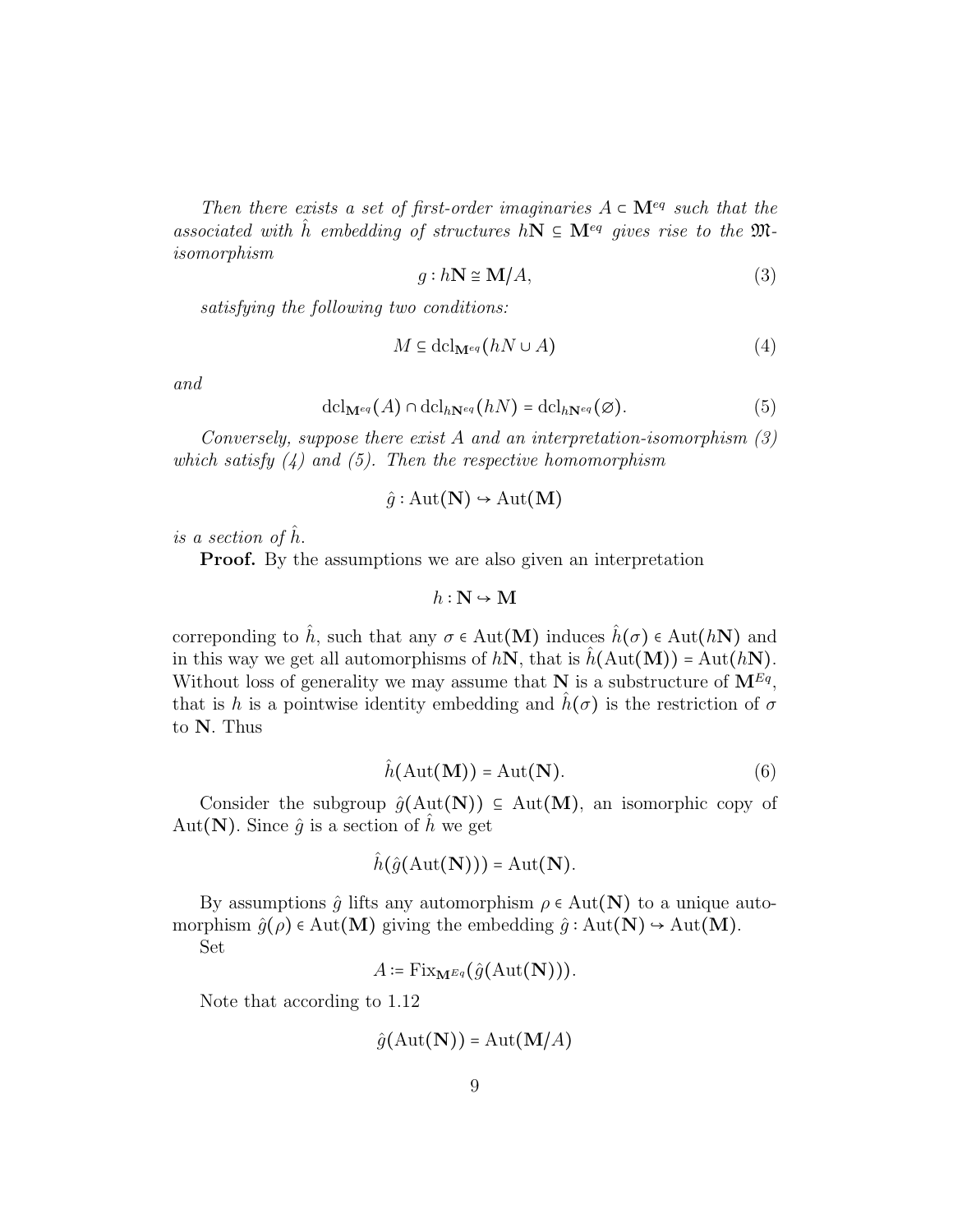*Then there exists a set of first-order imaginaries $A \subset \mathbf{M}^{eq}$ such that the associated with $\hat{h}$ embedding of structures $h\mathbf{N} \subseteq \mathbf{M}^{eq}$ gives rise to the $\mathfrak{M}$-isomorphism*

$$g : h\mathbf{N} \cong \mathbf{M}/A, \tag{3}$$

*satisfying the following two conditions:*

$$M \subseteq \mathrm{dcl}_{\mathbf{M}^{eq}}(hN \cup A) \tag{4}$$

*and*

$$\mathrm{dcl}_{\mathbf{M}^{eq}}(A) \cap \mathrm{dcl}_{h\mathbf{N}^{eq}}(hN) = \mathrm{dcl}_{h\mathbf{N}^{eq}}(\varnothing). \tag{5}$$

*Conversely, suppose there exist $A$ and an interpretation-isomorphism (3) which satisfy (4) and (5). Then the respective homomorphism*

$$\hat{g} : \mathrm{Aut}(\mathbf{N}) \hookrightarrow \mathrm{Aut}(\mathbf{M})$$

*is a section of $\hat{h}$.*

**Proof.** By the assumptions we are also given an interpretation

$$h : \mathbf{N} \hookrightarrow \mathbf{M}$$

correponding to $\hat{h}$, such that any $\sigma \in \mathrm{Aut}(\mathbf{M})$ induces $\hat{h}(\sigma) \in \mathrm{Aut}(h\mathbf{N})$ and in this way we get all automorphisms of $h\mathbf{N}$, that is $\hat{h}(\mathrm{Aut}(\mathbf{M})) = \mathrm{Aut}(h\mathbf{N})$. Without loss of generality we may assume that $\mathbf{N}$ is a substructure of $\mathbf{M}^{Eq}$, that is $h$ is a pointwise identity embedding and $\hat{h}(\sigma)$ is the restriction of $\sigma$ to $\mathbf{N}$. Thus

$$\hat{h}(\mathrm{Aut}(\mathbf{M})) = \mathrm{Aut}(\mathbf{N}). \tag{6}$$

Consider the subgroup $\hat{g}(\mathrm{Aut}(\mathbf{N})) \subseteq \mathrm{Aut}(\mathbf{M})$, an isomorphic copy of $\mathrm{Aut}(\mathbf{N})$. Since $\hat{g}$ is a section of $\hat{h}$ we get

$$\hat{h}(\hat{g}(\mathrm{Aut}(\mathbf{N}))) = \mathrm{Aut}(\mathbf{N}).$$

By assumptions $\hat{g}$ lifts any automorphism $\rho \in \mathrm{Aut}(\mathbf{N})$ to a unique automorphism $\hat{g}(\rho) \in \mathrm{Aut}(\mathbf{M})$ giving the embedding $\hat{g} : \mathrm{Aut}(\mathbf{N}) \hookrightarrow \mathrm{Aut}(\mathbf{M})$.

Set

$$A := \mathrm{Fix}_{\mathbf{M}^{Eq}}(\hat{g}(\mathrm{Aut}(\mathbf{N}))).$$

Note that according to 1.12

$$\hat{g}(\mathrm{Aut}(\mathbf{N})) = \mathrm{Aut}(\mathbf{M}/A)$$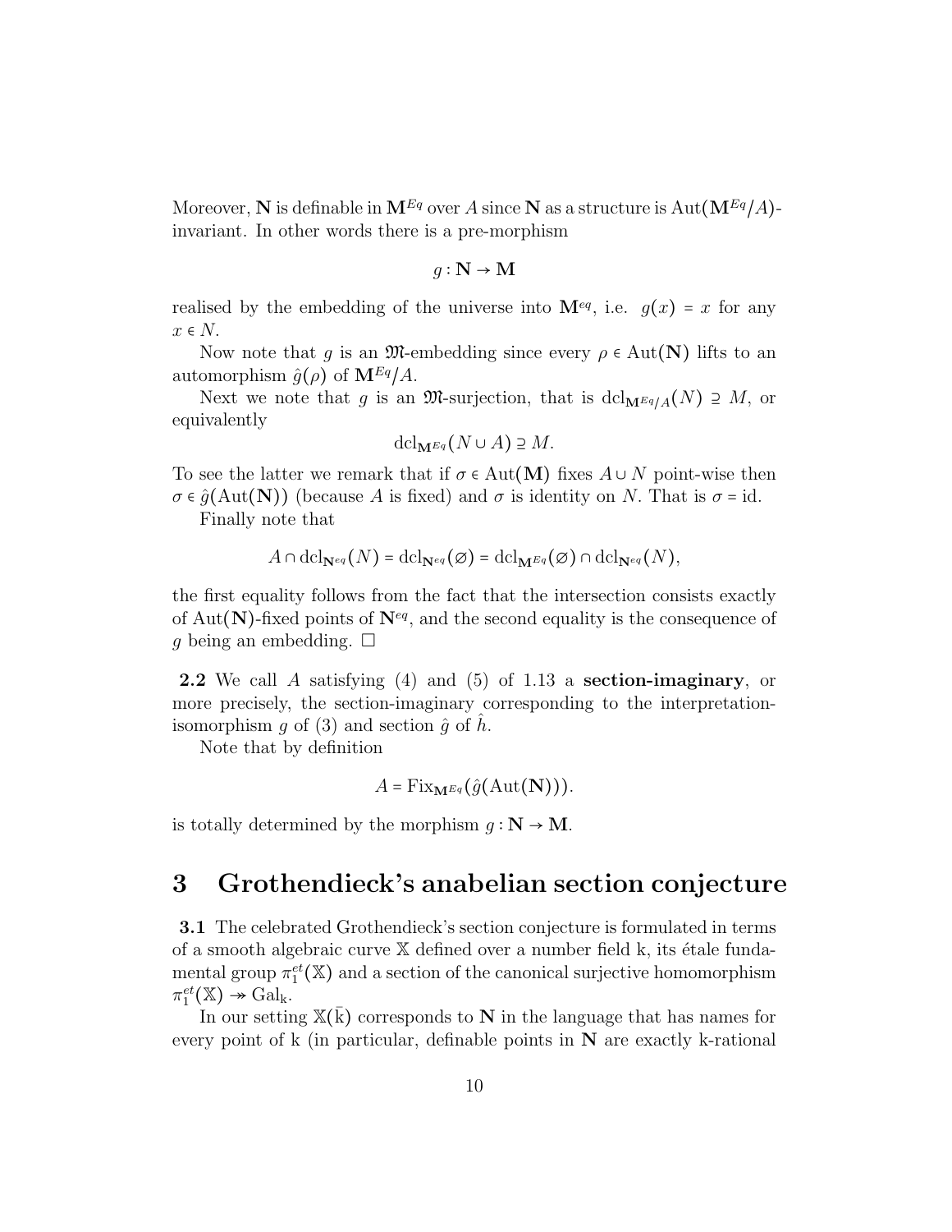Moreover, $\mathbf{N}$ is definable in $\mathbf{M}^{Eq}$ over $A$ since $\mathbf{N}$ as a structure is $\mathrm{Aut}(\mathbf{M}^{Eq}/A)$-invariant. In other words there is a pre-morphism

$$g : \mathbf{N} \to \mathbf{M}$$

realised by the embedding of the universe into $\mathbf{M}^{eq}$, i.e. $g(x) = x$ for any $x \in N$.

Now note that $g$ is an $\mathfrak{M}$-embedding since every $\rho \in \mathrm{Aut}(\mathbf{N})$ lifts to an automorphism $\hat{g}(\rho)$ of $\mathbf{M}^{Eq}/A$.

Next we note that $g$ is an $\mathfrak{M}$-surjection, that is $\mathrm{dcl}_{\mathbf{M}^{Eq}/A}(N) \supseteq M$, or equivalently

$$\mathrm{dcl}_{\mathbf{M}^{Eq}}(N \cup A) \supseteq M.$$

To see the latter we remark that if $\sigma \in \mathrm{Aut}(\mathbf{M})$ fixes $A \cup N$ point-wise then $\sigma \in \hat{g}(\mathrm{Aut}(\mathbf{N}))$ (because $A$ is fixed) and $\sigma$ is identity on $N$. That is $\sigma = \mathrm{id}$.

Finally note that

$$A \cap \mathrm{dcl}_{\mathbf{N}^{eq}}(N) = \mathrm{dcl}_{\mathbf{N}^{eq}}(\varnothing) = \mathrm{dcl}_{\mathbf{M}^{Eq}}(\varnothing) \cap \mathrm{dcl}_{\mathbf{N}^{eq}}(N),$$

the first equality follows from the fact that the intersection consists exactly of $\mathrm{Aut}(\mathbf{N})$-fixed points of $\mathbf{N}^{eq}$, and the second equality is the consequence of $g$ being an embedding. □

**2.2** We call $A$ satisfying (4) and (5) of 1.13 a **section-imaginary**, or more precisely, the section-imaginary corresponding to the interpretation-isomorphism $g$ of (3) and section $\hat{g}$ of $\hat{h}$.

Note that by definition

$$A = \mathrm{Fix}_{\mathbf{M}^{Eq}}(\hat{g}(\mathrm{Aut}(\mathbf{N}))).$$

is totally determined by the morphism $g : \mathbf{N} \to \mathbf{M}$.

# 3 Grothendieck's anabelian section conjecture

**3.1** The celebrated Grothendieck's section conjecture is formulated in terms of a smooth algebraic curve $\mathbb{X}$ defined over a number field k, its étale fundamental group $\pi_1^{et}(\mathbb{X})$ and a section of the canonical surjective homomorphism $\pi_1^{et}(\mathbb{X}) \twoheadrightarrow \mathrm{Gal}_{\mathrm{k}}$.

In our setting $\mathbb{X}(\bar{\mathrm{k}})$ corresponds to $\mathbf{N}$ in the language that has names for every point of k (in particular, definable points in $\mathbf{N}$ are exactly k-rational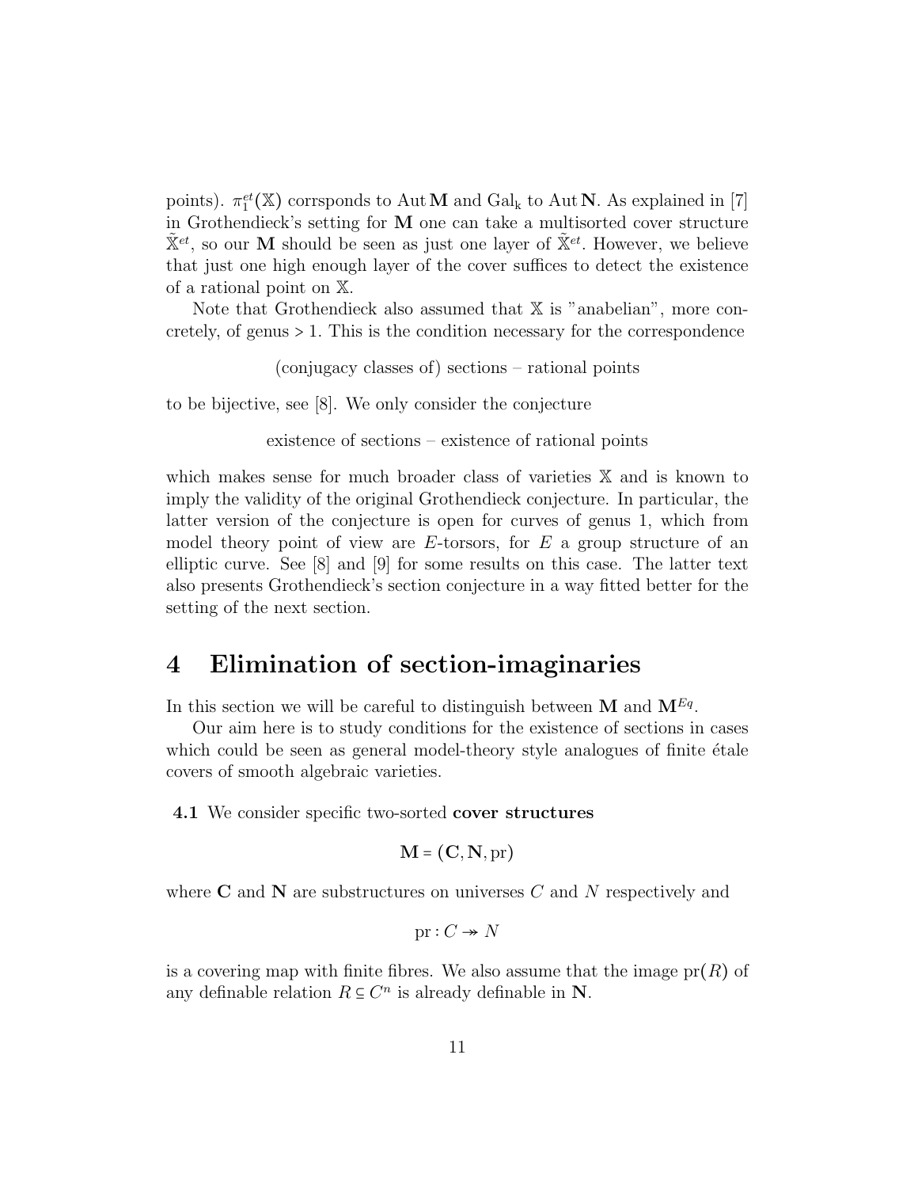points). $\pi_1^{et}(\mathbb{X})$ corrsponds to $\operatorname{Aut}\mathbf{M}$ and $\mathrm{Gal_k}$ to $\operatorname{Aut}\mathbf{N}$. As explained in [7] in Grothendieck's setting for $\mathbf{M}$ one can take a multisorted cover structure $\tilde{\mathbb{X}}^{et}$, so our $\mathbf{M}$ should be seen as just one layer of $\tilde{\mathbb{X}}^{et}$. However, we believe that just one high enough layer of the cover suffices to detect the existence of a rational point on $\mathbb{X}$.

Note that Grothendieck also assumed that $\mathbb{X}$ is "anabelian", more concretely, of genus $> 1$. This is the condition necessary for the correspondence

(conjugacy classes of) sections – rational points

to be bijective, see [8]. We only consider the conjecture

existence of sections – existence of rational points

which makes sense for much broader class of varieties $\mathbb{X}$ and is known to imply the validity of the original Grothendieck conjecture. In particular, the latter version of the conjecture is open for curves of genus 1, which from model theory point of view are $E$-torsors, for $E$ a group structure of an elliptic curve. See [8] and [9] for some results on this case. The latter text also presents Grothendieck's section conjecture in a way fitted better for the setting of the next section.

# 4 Elimination of section-imaginaries

In this section we will be careful to distinguish between $\mathbf{M}$ and $\mathbf{M}^{Eq}$.

Our aim here is to study conditions for the existence of sections in cases which could be seen as general model-theory style analogues of finite étale covers of smooth algebraic varieties.

**4.1** We consider specific two-sorted **cover structures**

$$\mathbf{M} = (\mathbf{C}, \mathbf{N}, \mathrm{pr})$$

where $\mathbf{C}$ and $\mathbf{N}$ are substructures on universes $C$ and $N$ respectively and

$$\mathrm{pr} : C \twoheadrightarrow N$$

is a covering map with finite fibres. We also assume that the image $\mathrm{pr}(R)$ of any definable relation $R \subseteq C^n$ is already definable in $\mathbf{N}$.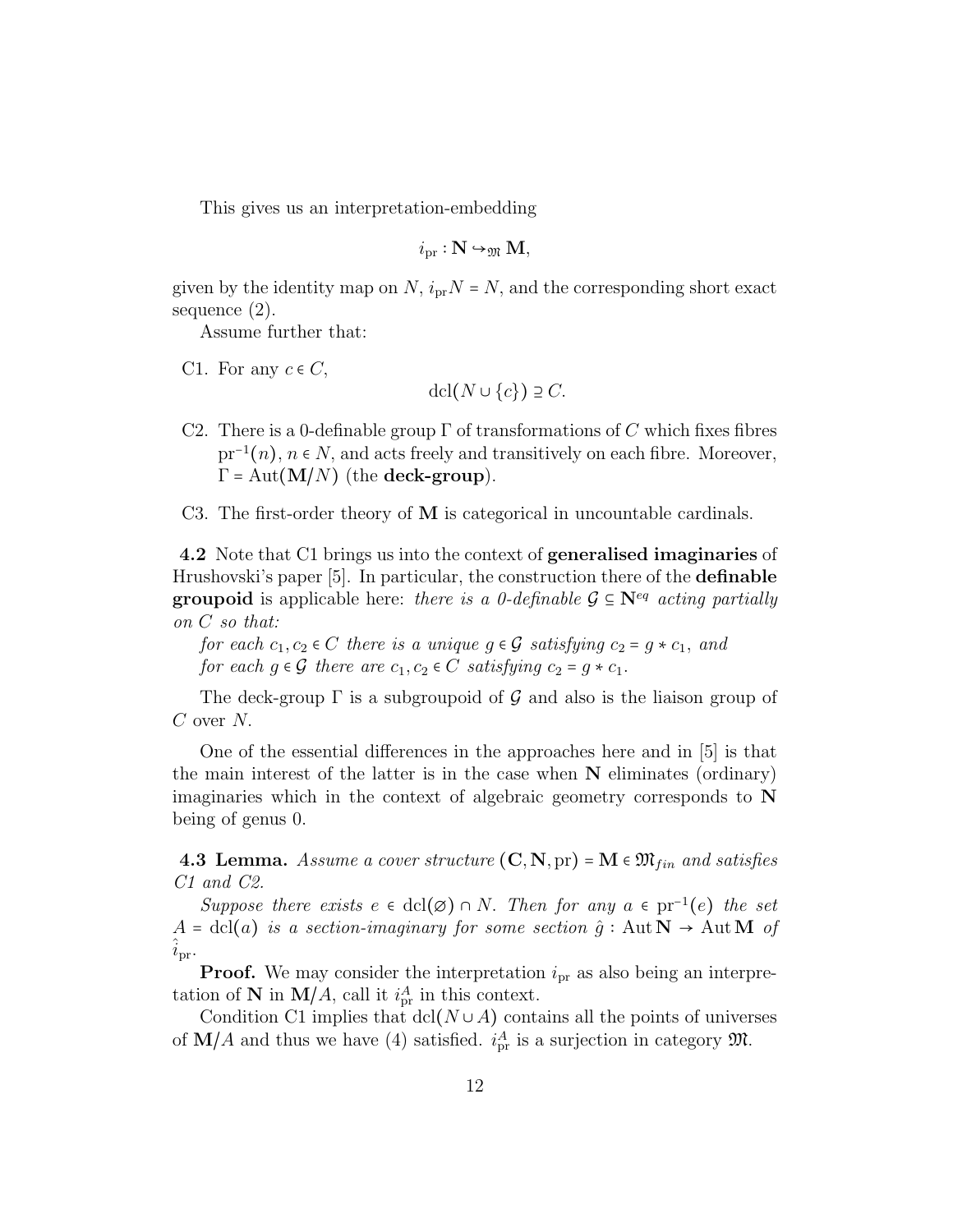This gives us an interpretation-embedding

$$i_{\rm pr} : \mathbf{N} \hookrightarrow_{\mathfrak{M}} \mathbf{M},$$

given by the identity map on $N$, $i_{\rm pr}N = N$, and the corresponding short exact sequence (2).

Assume further that:

C1. For any $c \in C$,

$$\mathrm{dcl}(N \cup \{c\}) \supseteq C.$$

C2. There is a 0-definable group $\Gamma$ of transformations of $C$ which fixes fibres $\mathrm{pr}^{-1}(n)$, $n \in N$, and acts freely and transitively on each fibre. Moreover, $\Gamma = \mathrm{Aut}(\mathbf{M}/N)$ (the **deck-group**).

C3. The first-order theory of $\mathbf{M}$ is categorical in uncountable cardinals.

**4.2** Note that C1 brings us into the context of **generalised imaginaries** of Hrushovski's paper [5]. In particular, the construction there of the **definable groupoid** is applicable here: *there is a 0-definable $\mathcal{G} \subseteq \mathbf{N}^{eq}$ acting partially on $C$ so that:*

*for each $c_1, c_2 \in C$ there is a unique $g \in \mathcal{G}$ satisfying $c_2 = g * c_1$, and*
*for each $g \in \mathcal{G}$ there are $c_1, c_2 \in C$ satisfying $c_2 = g * c_1$.*

The deck-group $\Gamma$ is a subgroupoid of $\mathcal{G}$ and also is the liaison group of $C$ over $N$.

One of the essential differences in the approaches here and in [5] is that the main interest of the latter is in the case when $\mathbf{N}$ eliminates (ordinary) imaginaries which in the context of algebraic geometry corresponds to $\mathbf{N}$ being of genus 0.

**4.3 Lemma.** *Assume a cover structure $(\mathbf{C}, \mathbf{N}, \mathrm{pr}) = \mathbf{M} \in \mathfrak{M}_{fin}$ and satisfies C1 and C2.*

*Suppose there exists $e \in \mathrm{dcl}(\varnothing) \cap N$. Then for any $a \in \mathrm{pr}^{-1}(e)$ the set $A = \mathrm{dcl}(a)$ is a section-imaginary for some section $\hat{g} : \mathrm{Aut}\,\mathbf{N} \to \mathrm{Aut}\,\mathbf{M}$ of $\hat{i}_{\rm pr}$.*

**Proof.** We may consider the interpretation $i_{\rm pr}$ as also being an interpretation of $\mathbf{N}$ in $\mathbf{M}/A$, call it $i^A_{\rm pr}$ in this context.

Condition C1 implies that $\mathrm{dcl}(N \cup A)$ contains all the points of universes of $\mathbf{M}/A$ and thus we have (4) satisfied. $i^A_{\rm pr}$ is a surjection in category $\mathfrak{M}$.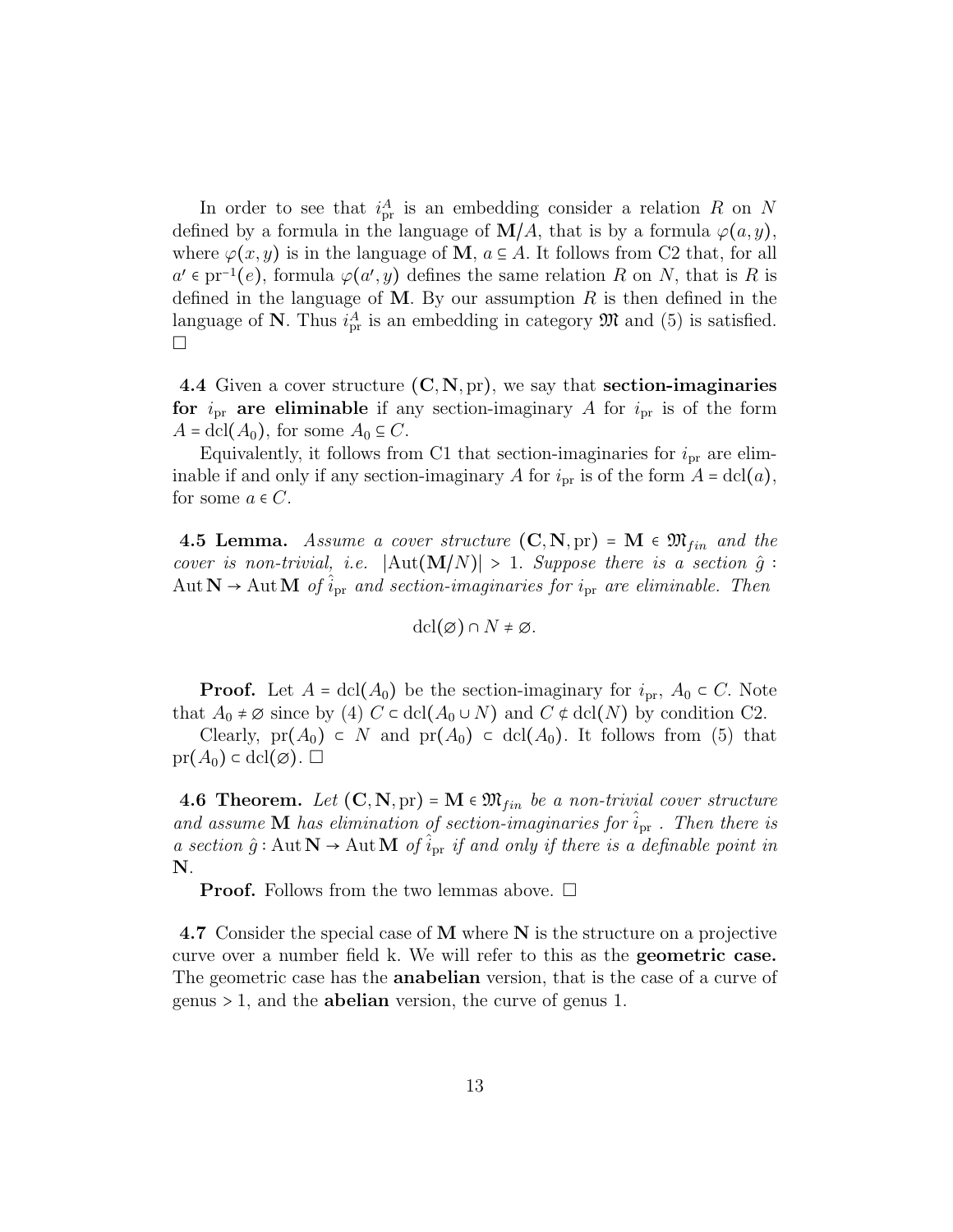In order to see that $i^A_{\rm pr}$ is an embedding consider a relation $R$ on $N$ defined by a formula in the language of $\mathbf{M}/A$, that is by a formula $\varphi(a,y)$, where $\varphi(x,y)$ is in the language of $\mathbf{M}$, $a \subseteq A$. It follows from C2 that, for all $a' \in {\rm pr}^{-1}(e)$, formula $\varphi(a',y)$ defines the same relation $R$ on $N$, that is $R$ is defined in the language of $\mathbf{M}$. By our assumption $R$ is then defined in the language of $\mathbf{N}$. Thus $i^A_{\rm pr}$ is an embedding in category $\mathfrak{M}$ and (5) is satisfied. □

**4.4** Given a cover structure $(\mathbf{C}, \mathbf{N}, {\rm pr})$, we say that **section-imaginaries for $i_{\rm pr}$ are eliminable** if any section-imaginary $A$ for $i_{\rm pr}$ is of the form $A = {\rm dcl}(A_0)$, for some $A_0 \subseteq C$.

Equivalently, it follows from C1 that section-imaginaries for $i_{\rm pr}$ are eliminable if and only if any section-imaginary $A$ for $i_{\rm pr}$ is of the form $A = {\rm dcl}(a)$, for some $a \in C$.

**4.5 Lemma.** *Assume a cover structure $(\mathbf{C}, \mathbf{N}, {\rm pr}) = \mathbf{M} \in \mathfrak{M}_{fin}$ and the cover is non-trivial, i.e. $|{\rm Aut}(\mathbf{M}/N)| > 1$. Suppose there is a section $\hat{g} : {\rm Aut}\,\mathbf{N} \to {\rm Aut}\,\mathbf{M}$ of $\hat{i}_{\rm pr}$ and section-imaginaries for $i_{\rm pr}$ are eliminable. Then*

$$ {\rm dcl}(\varnothing) \cap N \neq \varnothing. $$

**Proof.** Let $A = {\rm dcl}(A_0)$ be the section-imaginary for $i_{\rm pr}$, $A_0 \subset C$. Note that $A_0 \neq \varnothing$ since by (4) $C \subset {\rm dcl}(A_0 \cup N)$ and $C \not\subset {\rm dcl}(N)$ by condition C2.

Clearly, ${\rm pr}(A_0) \subset N$ and ${\rm pr}(A_0) \subset {\rm dcl}(A_0)$. It follows from (5) that ${\rm pr}(A_0) \subset {\rm dcl}(\varnothing)$. □

**4.6 Theorem.** *Let $(\mathbf{C}, \mathbf{N}, {\rm pr}) = \mathbf{M} \in \mathfrak{M}_{fin}$ be a non-trivial cover structure and assume $\mathbf{M}$ has elimination of section-imaginaries for $\hat{i}_{\rm pr}$. Then there is a section $\hat{g} : {\rm Aut}\,\mathbf{N} \to {\rm Aut}\,\mathbf{M}$ of $\hat{i}_{\rm pr}$ if and only if there is a definable point in $\mathbf{N}$.*

**Proof.** Follows from the two lemmas above. □

**4.7** Consider the special case of $\mathbf{M}$ where $\mathbf{N}$ is the structure on a projective curve over a number field k. We will refer to this as the **geometric case.** The geometric case has the **anabelian** version, that is the case of a curve of genus $> 1$, and the **abelian** version, the curve of genus 1.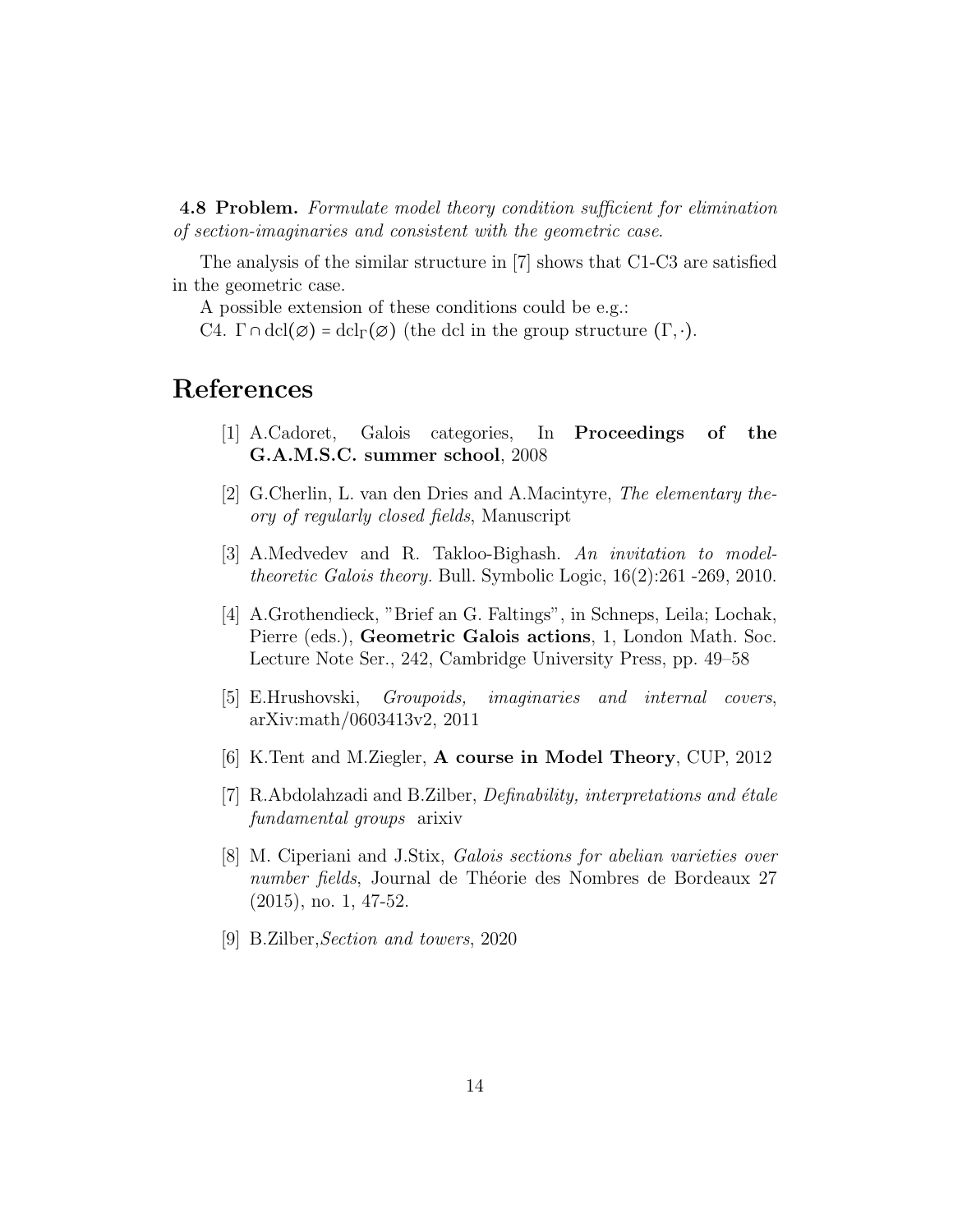**4.8 Problem.** *Formulate model theory condition sufficient for elimination of section-imaginaries and consistent with the geometric case.*

The analysis of the similar structure in [7] shows that C1-C3 are satisfied in the geometric case.

A possible extension of these conditions could be e.g.:

C4. $\Gamma \cap \mathrm{dcl}(\varnothing) = \mathrm{dcl}_{\Gamma}(\varnothing)$ (the dcl in the group structure $(\Gamma, \cdot)$.

# References

[1] A.Cadoret, Galois categories, In **Proceedings of the G.A.M.S.C. summer school**, 2008

[2] G.Cherlin, L. van den Dries and A.Macintyre, *The elementary theory of regularly closed fields*, Manuscript

[3] A.Medvedev and R. Takloo-Bighash. *An invitation to model-theoretic Galois theory.* Bull. Symbolic Logic, 16(2):261 -269, 2010.

[4] A.Grothendieck, "Brief an G. Faltings", in Schneps, Leila; Lochak, Pierre (eds.), **Geometric Galois actions**, 1, London Math. Soc. Lecture Note Ser., 242, Cambridge University Press, pp. 49–58

[5] E.Hrushovski, *Groupoids, imaginaries and internal covers*, arXiv:math/0603413v2, 2011

[6] K.Tent and M.Ziegler, **A course in Model Theory**, CUP, 2012

[7] R.Abdolahzadi and B.Zilber, *Definability, interpretations and étale fundamental groups* arxiv

[8] M. Ciperiani and J.Stix, *Galois sections for abelian varieties over number fields*, Journal de Théorie des Nombres de Bordeaux 27 (2015), no. 1, 47-52.

[9] B.Zilber,*Section and towers*, 2020